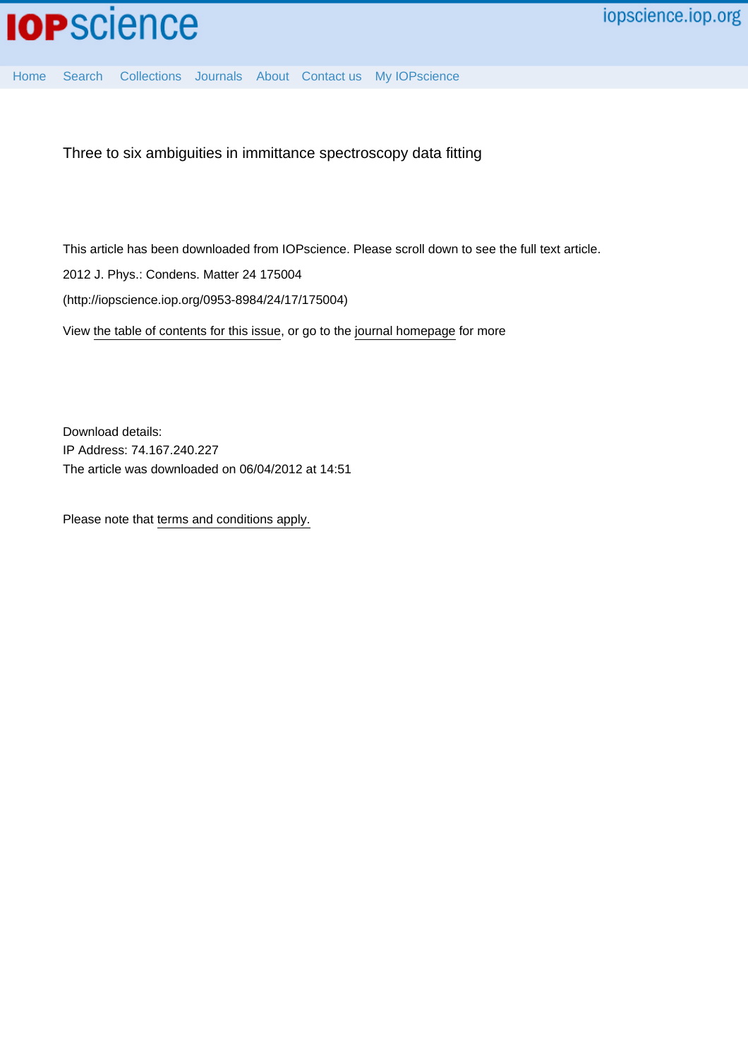# Three to six ambiguities in immittance spectroscopy data fitting

This article has been downloaded from IOPscience. Please scroll down to see the full text article.

2012 J. Phys.: Condens. Matter 24 175004

(http://iopscience.iop.org/0953-8984/24/17/175004)

View the table of contents for this issue, or go to the journal homepage for more

Download details:
IP Address: 74.167.240.227
The article was downloaded on 06/04/2012 at 14:51

Please note that terms and conditions apply.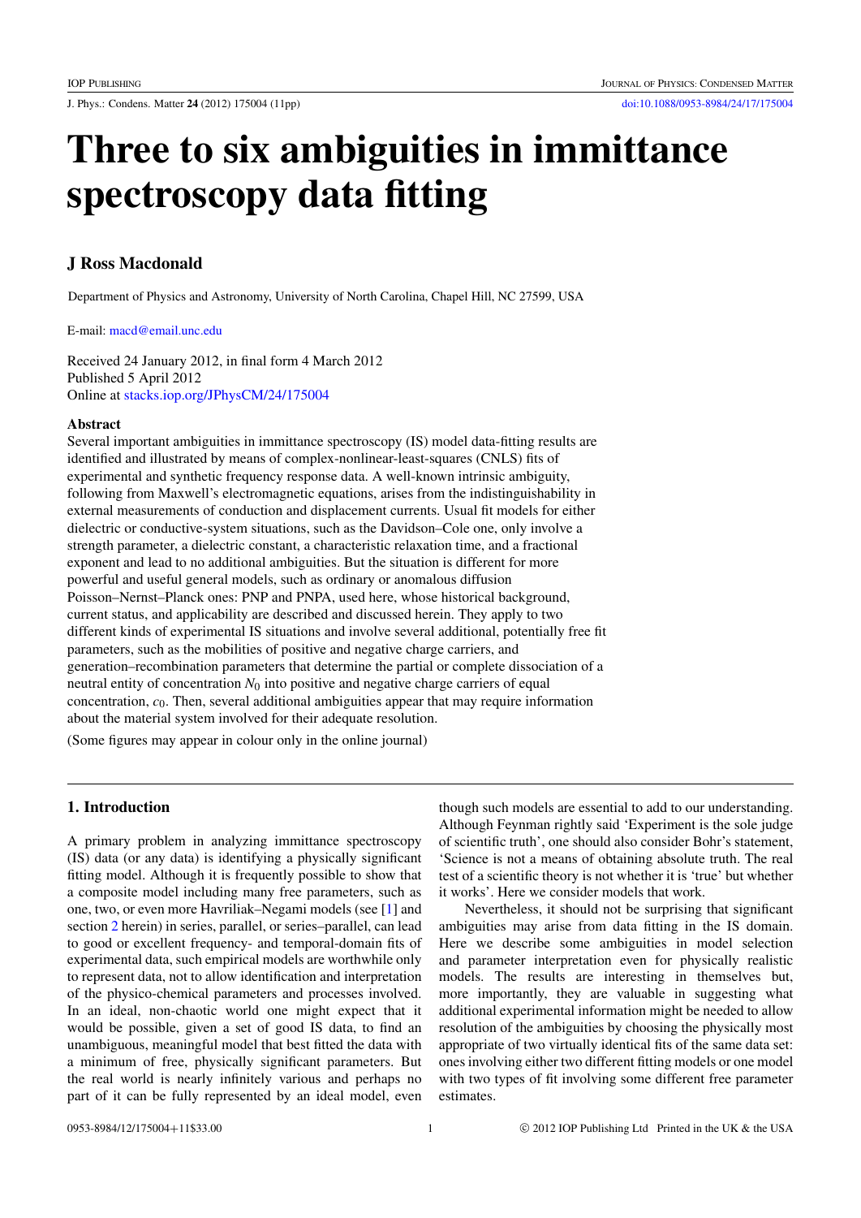# Three to six ambiguities in immittance spectroscopy data fitting

## J Ross Macdonald

Department of Physics and Astronomy, University of North Carolina, Chapel Hill, NC 27599, USA

E-mail: macd@email.unc.edu

Received 24 January 2012, in final form 4 March 2012
Published 5 April 2012
Online at stacks.iop.org/JPhysCM/24/175004

### Abstract

Several important ambiguities in immittance spectroscopy (IS) model data-fitting results are identified and illustrated by means of complex-nonlinear-least-squares (CNLS) fits of experimental and synthetic frequency response data. A well-known intrinsic ambiguity, following from Maxwell's electromagnetic equations, arises from the indistinguishability in external measurements of conduction and displacement currents. Usual fit models for either dielectric or conductive-system situations, such as the Davidson–Cole one, only involve a strength parameter, a dielectric constant, a characteristic relaxation time, and a fractional exponent and lead to no additional ambiguities. But the situation is different for more powerful and useful general models, such as ordinary or anomalous diffusion Poisson–Nernst–Planck ones: PNP and PNPA, used here, whose historical background, current status, and applicability are described and discussed herein. They apply to two different kinds of experimental IS situations and involve several additional, potentially free fit parameters, such as the mobilities of positive and negative charge carriers, and generation–recombination parameters that determine the partial or complete dissociation of a neutral entity of concentration $N_0$ into positive and negative charge carriers of equal concentration, $c_0$. Then, several additional ambiguities appear that may require information about the material system involved for their adequate resolution.

(Some figures may appear in colour only in the online journal)

## 1. Introduction

A primary problem in analyzing immittance spectroscopy (IS) data (or any data) is identifying a physically significant fitting model. Although it is frequently possible to show that a composite model including many free parameters, such as one, two, or even more Havriliak–Negami models (see [1] and section 2 herein) in series, parallel, or series–parallel, can lead to good or excellent frequency- and temporal-domain fits of experimental data, such empirical models are worthwhile only to represent data, not to allow identification and interpretation of the physico-chemical parameters and processes involved. In an ideal, non-chaotic world one might expect that it would be possible, given a set of good IS data, to find an unambiguous, meaningful model that best fitted the data with a minimum of free, physically significant parameters. But the real world is nearly infinitely various and perhaps no part of it can be fully represented by an ideal model, even though such models are essential to add to our understanding. Although Feynman rightly said 'Experiment is the sole judge of scientific truth', one should also consider Bohr's statement, 'Science is not a means of obtaining absolute truth. The real test of a scientific theory is not whether it is 'true' but whether it works'. Here we consider models that work.

Nevertheless, it should not be surprising that significant ambiguities may arise from data fitting in the IS domain. Here we describe some ambiguities in model selection and parameter interpretation even for physically realistic models. The results are interesting in themselves but, more importantly, they are valuable in suggesting what additional experimental information might be needed to allow resolution of the ambiguities by choosing the physically most appropriate of two virtually identical fits of the same data set: ones involving either two different fitting models or one model with two types of fit involving some different free parameter estimates.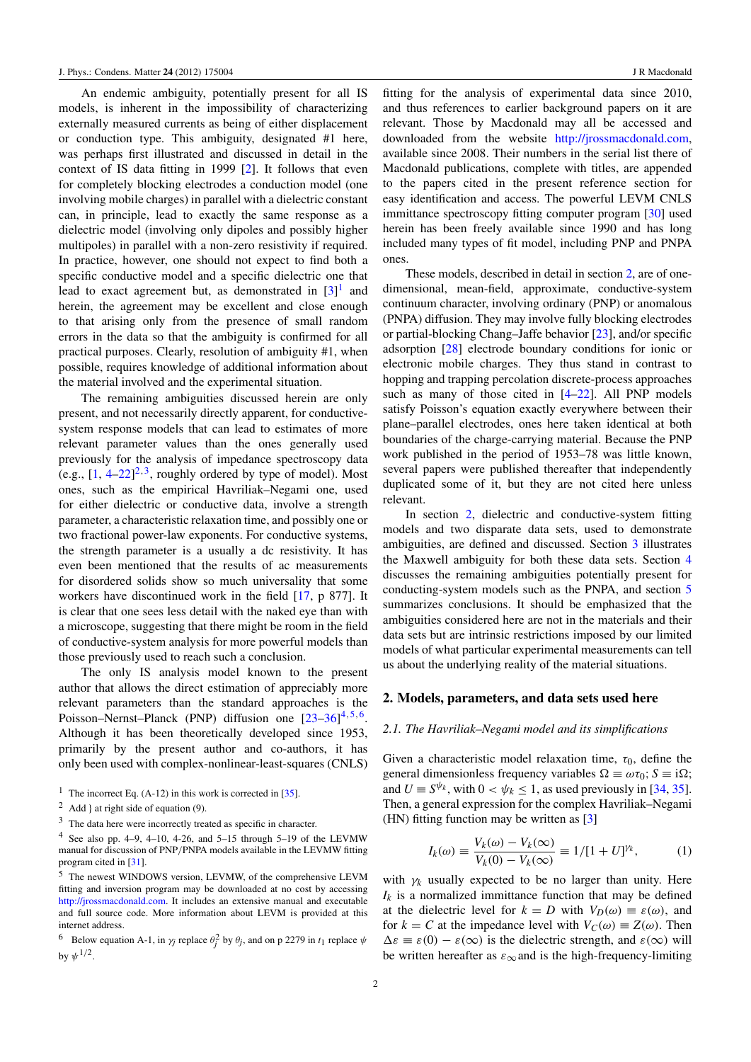An endemic ambiguity, potentially present for all IS models, is inherent in the impossibility of characterizing externally measured currents as being of either displacement or conduction type. This ambiguity, designated #1 here, was perhaps first illustrated and discussed in detail in the context of IS data fitting in 1999 [2]. It follows that even for completely blocking electrodes a conduction model (one involving mobile charges) in parallel with a dielectric constant can, in principle, lead to exactly the same response as a dielectric model (involving only dipoles and possibly higher multipoles) in parallel with a non-zero resistivity if required. In practice, however, one should not expect to find both a specific conductive model and a specific dielectric one that lead to exact agreement but, as demonstrated in [3][1] and herein, the agreement may be excellent and close enough to that arising only from the presence of small random errors in the data so that the ambiguity is confirmed for all practical purposes. Clearly, resolution of ambiguity #1, when possible, requires knowledge of additional information about the material involved and the experimental situation.

The remaining ambiguities discussed herein are only present, and not necessarily directly apparent, for conductive-system response models that can lead to estimates of more relevant parameter values than the ones generally used previously for the analysis of impedance spectroscopy data (e.g., [1, 4–22][2,3], roughly ordered by type of model). Most ones, such as the empirical Havriliak–Negami one, used for either dielectric or conductive data, involve a strength parameter, a characteristic relaxation time, and possibly one or two fractional power-law exponents. For conductive systems, the strength parameter is a usually a dc resistivity. It has even been mentioned that the results of ac measurements for disordered solids show so much universality that some workers have discontinued work in the field [17, p 877]. It is clear that one sees less detail with the naked eye than with a microscope, suggesting that there might be room in the field of conductive-system analysis for more powerful models than those previously used to reach such a conclusion.

The only IS analysis model known to the present author that allows the direct estimation of appreciably more relevant parameters than the standard approaches is the Poisson–Nernst–Planck (PNP) diffusion one [23–36][4,5,6]. Although it has been theoretically developed since 1953, primarily by the present author and co-authors, it has only been used with complex-nonlinear-least-squares (CNLS) fitting for the analysis of experimental data since 2010, and thus references to earlier background papers on it are relevant. Those by Macdonald may all be accessed and downloaded from the website http://jrossmacdonald.com, available since 2008. Their numbers in the serial list there of Macdonald publications, complete with titles, are appended to the papers cited in the present reference section for easy identification and access. The powerful LEVM CNLS immittance spectroscopy fitting computer program [30] used herein has been freely available since 1990 and has long included many types of fit model, including PNP and PNPA ones.

These models, described in detail in section 2, are of one-dimensional, mean-field, approximate, conductive-system continuum character, involving ordinary (PNP) or anomalous (PNPA) diffusion. They may involve fully blocking electrodes or partial-blocking Chang–Jaffe behavior [23], and/or specific adsorption [28] electrode boundary conditions for ionic or electronic mobile charges. They thus stand in contrast to hopping and trapping percolation discrete-process approaches such as many of those cited in [4–22]. All PNP models satisfy Poisson's equation exactly everywhere between their plane–parallel electrodes, ones here taken identical at both boundaries of the charge-carrying material. Because the PNP work published in the period of 1953–78 was little known, several papers were published thereafter that independently duplicated some of it, but they are not cited here unless relevant.

In section 2, dielectric and conductive-system fitting models and two disparate data sets, used to demonstrate ambiguities, are defined and discussed. Section 3 illustrates the Maxwell ambiguity for both these data sets. Section 4 discusses the remaining ambiguities potentially present for conducting-system models such as the PNPA, and section 5 summarizes conclusions. It should be emphasized that the ambiguities considered here are not in the materials and their data sets but are intrinsic restrictions imposed by our limited models of what particular experimental measurements can tell us about the underlying reality of the material situations.

## 2. Models, parameters, and data sets used here

### 2.1. The Havriliak–Negami model and its simplifications

Given a characteristic model relaxation time, $\tau_0$, define the general dimensionless frequency variables $\Omega \equiv \omega\tau_0$; $S \equiv \mathrm{i}\Omega$; and $U \equiv S^{\psi_k}$, with $0 < \psi_k \leq 1$, as used previously in [34, 35]. Then, a general expression for the complex Havriliak–Negami (HN) fitting function may be written as [3]

$$I_k(\omega) \equiv \frac{V_k(\omega) - V_k(\infty)}{V_k(0) - V_k(\infty)} \equiv 1/[1 + U]^{\gamma_k}, \tag{1}$$

with $\gamma_k$ usually expected to be no larger than unity. Here $I_k$ is a normalized immittance function that may be defined at the dielectric level for $k = D$ with $V_D(\omega) \equiv \varepsilon(\omega)$, and for $k = C$ at the impedance level with $V_C(\omega) \equiv Z(\omega)$. Then $\Delta\varepsilon \equiv \varepsilon(0) - \varepsilon(\infty)$ is the dielectric strength, and $\varepsilon(\infty)$ will be written hereafter as $\varepsilon_\infty$ and is the high-frequency-limiting

---

[1] The incorrect Eq. (A-12) in this work is corrected in [35].

[2] Add } at right side of equation (9).

[3] The data here were incorrectly treated as specific in character.

[4] See also pp. 4–9, 4–10, 4-26, and 5–15 through 5–19 of the LEVMW manual for discussion of PNP/PNPA models available in the LEVMW fitting program cited in [31].

[5] The newest WINDOWS version, LEVMW, of the comprehensive LEVM fitting and inversion program may be downloaded at no cost by accessing http://jrossmacdonald.com. It includes an extensive manual and executable and full source code. More information about LEVM is provided at this internet address.

[6] Below equation A-1, in $\gamma_j$ replace $\theta_j^2$ by $\theta_j$, and on p 2279 in $t_1$ replace $\psi$ by $\psi^{1/2}$.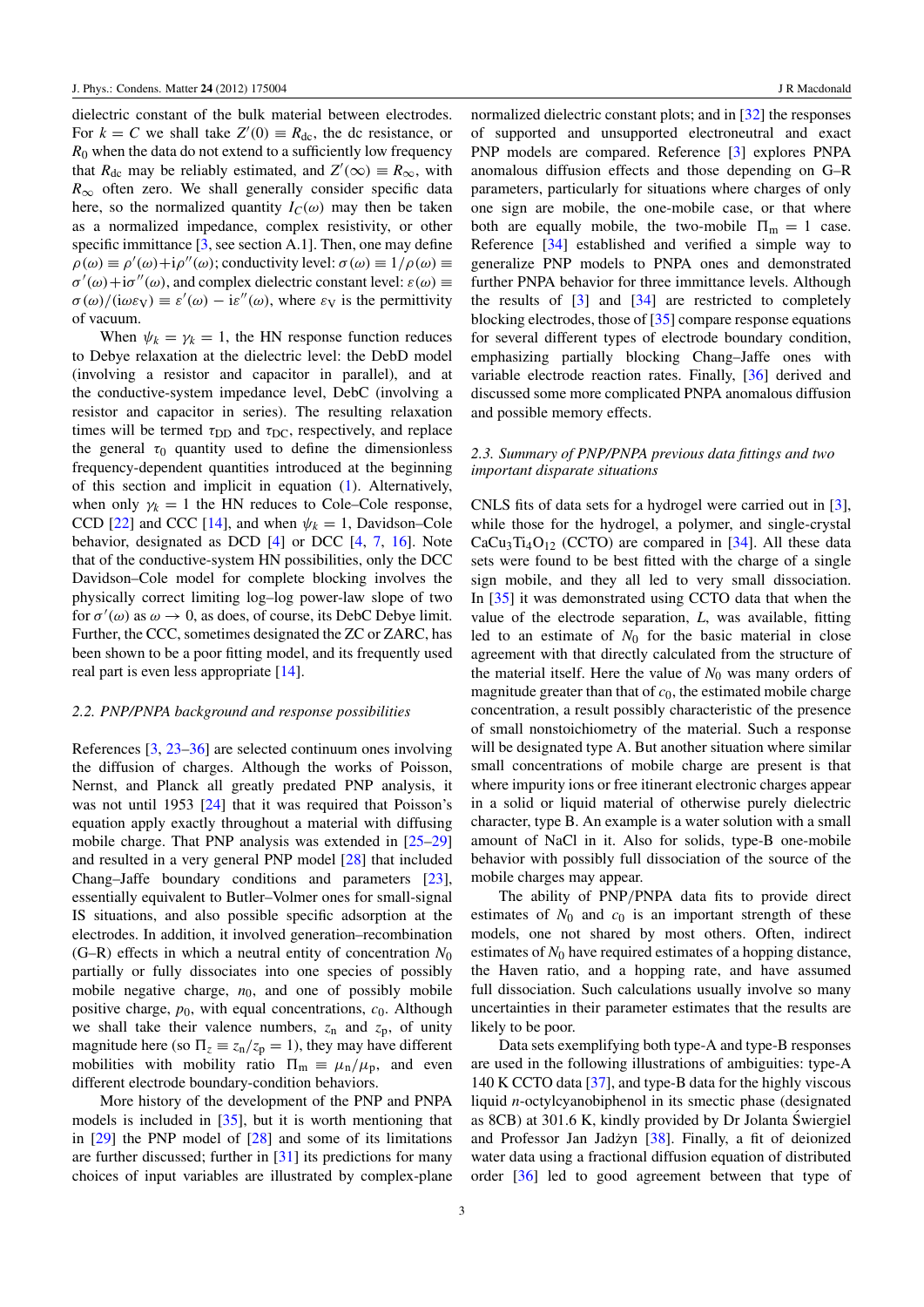dielectric constant of the bulk material between electrodes. For $k = C$ we shall take $Z'(0) \equiv R_{dc}$, the dc resistance, or $R_0$ when the data do not extend to a sufficiently low frequency that $R_{dc}$ may be reliably estimated, and $Z'(\infty) \equiv R_\infty$, with $R_\infty$ often zero. We shall generally consider specific data here, so the normalized quantity $I_C(\omega)$ may then be taken as a normalized impedance, complex resistivity, or other specific immittance [3, see section A.1]. Then, one may define $\rho(\omega) \equiv \rho'(\omega) + i\rho''(\omega)$; conductivity level: $\sigma(\omega) \equiv 1/\rho(\omega) \equiv \sigma'(\omega) + i\sigma''(\omega)$, and complex dielectric constant level: $\varepsilon(\omega) \equiv \sigma(\omega)/(i\omega\varepsilon_V) \equiv \varepsilon'(\omega) - i\varepsilon''(\omega)$, where $\varepsilon_V$ is the permittivity of vacuum.

When $\psi_k = \gamma_k = 1$, the HN response function reduces to Debye relaxation at the dielectric level: the DebD model (involving a resistor and capacitor in parallel), and at the conductive-system impedance level, DebC (involving a resistor and capacitor in series). The resulting relaxation times will be termed $\tau_{DD}$ and $\tau_{DC}$, respectively, and replace the general $\tau_0$ quantity used to define the dimensionless frequency-dependent quantities introduced at the beginning of this section and implicit in equation (1). Alternatively, when only $\gamma_k = 1$ the HN reduces to Cole–Cole response, CCD [22] and CCC [14], and when $\psi_k = 1$, Davidson–Cole behavior, designated as DCD [4] or DCC [4, 7, 16]. Note that of the conductive-system HN possibilities, only the DCC Davidson–Cole model for complete blocking involves the physically correct limiting log–log power-law slope of two for $\sigma'(\omega)$ as $\omega \to 0$, as does, of course, its DebC Debye limit. Further, the CCC, sometimes designated the ZC or ZARC, has been shown to be a poor fitting model, and its frequently used real part is even less appropriate [14].

### 2.2. PNP/PNPA background and response possibilities

References [3, 23–36] are selected continuum ones involving the diffusion of charges. Although the works of Poisson, Nernst, and Planck all greatly predated PNP analysis, it was not until 1953 [24] that it was required that Poisson's equation apply exactly throughout a material with diffusing mobile charge. That PNP analysis was extended in [25–29] and resulted in a very general PNP model [28] that included Chang–Jaffe boundary conditions and parameters [23], essentially equivalent to Butler–Volmer ones for small-signal IS situations, and also possible specific adsorption at the electrodes. In addition, it involved generation–recombination (G–R) effects in which a neutral entity of concentration $N_0$ partially or fully dissociates into one species of possibly mobile negative charge, $n_0$, and one of possibly mobile positive charge, $p_0$, with equal concentrations, $c_0$. Although we shall take their valence numbers, $z_n$ and $z_p$, of unity magnitude here (so $\Pi_z \equiv z_n/z_p = 1$), they may have different mobilities with mobility ratio $\Pi_m \equiv \mu_n/\mu_p$, and even different electrode boundary-condition behaviors.

More history of the development of the PNP and PNPA models is included in [35], but it is worth mentioning that in [29] the PNP model of [28] and some of its limitations are further discussed; further in [31] its predictions for many choices of input variables are illustrated by complex-plane normalized dielectric constant plots; and in [32] the responses of supported and unsupported electroneutral and exact PNP models are compared. Reference [3] explores PNPA anomalous diffusion effects and those depending on G–R parameters, particularly for situations where charges of only one sign are mobile, the one-mobile case, or that where both are equally mobile, the two-mobile $\Pi_m = 1$ case. Reference [34] established and verified a simple way to generalize PNP models to PNPA ones and demonstrated further PNPA behavior for three immittance levels. Although the results of [3] and [34] are restricted to completely blocking electrodes, those of [35] compare response equations for several different types of electrode boundary condition, emphasizing partially blocking Chang–Jaffe ones with variable electrode reaction rates. Finally, [36] derived and discussed some more complicated PNPA anomalous diffusion and possible memory effects.

### 2.3. Summary of PNP/PNPA previous data fittings and two important disparate situations

CNLS fits of data sets for a hydrogel were carried out in [3], while those for the hydrogel, a polymer, and single-crystal $CaCu_3Ti_4O_{12}$ (CCTO) are compared in [34]. All these data sets were found to be best fitted with the charge of a single sign mobile, and they all led to very small dissociation. In [35] it was demonstrated using CCTO data that when the value of the electrode separation, $L$, was available, fitting led to an estimate of $N_0$ for the basic material in close agreement with that directly calculated from the structure of the material itself. Here the value of $N_0$ was many orders of magnitude greater than that of $c_0$, the estimated mobile charge concentration, a result possibly characteristic of the presence of small nonstoichiometry of the material. Such a response will be designated type A. But another situation where similar small concentrations of mobile charge are present is that where impurity ions or free itinerant electronic charges appear in a solid or liquid material of otherwise purely dielectric character, type B. An example is a water solution with a small amount of NaCl in it. Also for solids, type-B one-mobile behavior with possibly full dissociation of the source of the mobile charges may appear.

The ability of PNP/PNPA data fits to provide direct estimates of $N_0$ and $c_0$ is an important strength of these models, one not shared by most others. Often, indirect estimates of $N_0$ have required estimates of a hopping distance, the Haven ratio, and a hopping rate, and have assumed full dissociation. Such calculations usually involve so many uncertainties in their parameter estimates that the results are likely to be poor.

Data sets exemplifying both type-A and type-B responses are used in the following illustrations of ambiguities: type-A 140 K CCTO data [37], and type-B data for the highly viscous liquid *n*-octylcyanobiphenol in its smectic phase (designated as 8CB) at 301.6 K, kindly provided by Dr Jolanta Świergiel and Professor Jan Jadżyn [38]. Finally, a fit of deionized water data using a fractional diffusion equation of distributed order [36] led to good agreement between that type of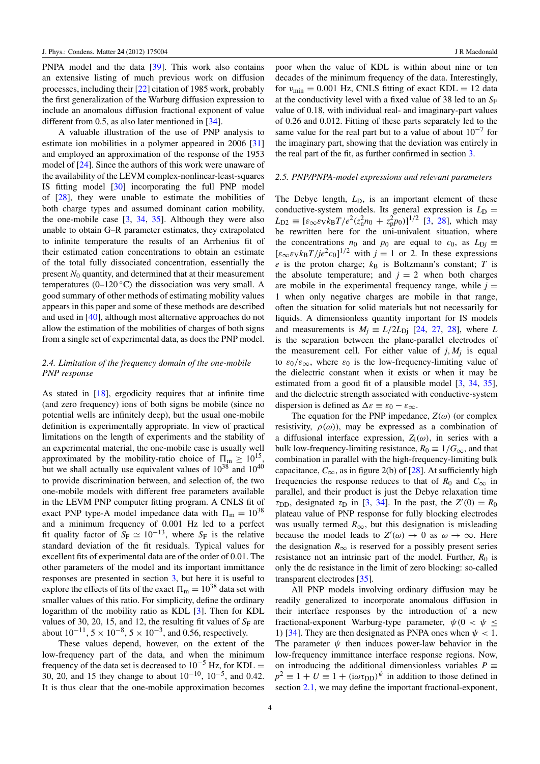PNPA model and the data [39]. This work also contains an extensive listing of much previous work on diffusion processes, including their [22] citation of 1985 work, probably the first generalization of the Warburg diffusion expression to include an anomalous diffusion fractional exponent of value different from 0.5, as also later mentioned in [34].

A valuable illustration of the use of PNP analysis to estimate ion mobilities in a polymer appeared in 2006 [31] and employed an approximation of the response of the 1953 model of [24]. Since the authors of this work were unaware of the availability of the LEVM complex-nonlinear-least-squares IS fitting model [30] incorporating the full PNP model of [28], they were unable to estimate the mobilities of both charge types and assumed dominant cation mobility, the one-mobile case [3, 34, 35]. Although they were also unable to obtain G–R parameter estimates, they extrapolated to infinite temperature the results of an Arrhenius fit of their estimated cation concentrations to obtain an estimate of the total fully dissociated concentration, essentially the present $N_0$ quantity, and determined that at their measurement temperatures (0–120 °C) the dissociation was very small. A good summary of other methods of estimating mobility values appears in this paper and some of these methods are described and used in [40], although most alternative approaches do not allow the estimation of the mobilities of charges of both signs from a single set of experimental data, as does the PNP model.

### *2.4. Limitation of the frequency domain of the one-mobile PNP response*

As stated in [18], ergodicity requires that at infinite time (and zero frequency) ions of both signs be mobile (since no potential wells are infinitely deep), but the usual one-mobile definition is experimentally appropriate. In view of practical limitations on the length of experiments and the stability of an experimental material, the one-mobile case is usually well approximated by the mobility-ratio choice of $\Pi_m \geq 10^{15}$, but we shall actually use equivalent values of $10^{38}$ and $10^{40}$ to provide discrimination between, and selection of, the two one-mobile models with different free parameters available in the LEVM PNP computer fitting program. A CNLS fit of exact PNP type-A model impedance data with $\Pi_m = 10^{38}$ and a minimum frequency of 0.001 Hz led to a perfect fit quality factor of $S_F \simeq 10^{-13}$, where $S_F$ is the relative standard deviation of the fit residuals. Typical values for excellent fits of experimental data are of the order of 0.01. The other parameters of the model and its important immittance responses are presented in section 3, but here it is useful to explore the effects of fits of the exact $\Pi_m = 10^{38}$ data set with smaller values of this ratio. For simplicity, define the ordinary logarithm of the mobility ratio as KDL [3]. Then for KDL values of 30, 20, 15, and 12, the resulting fit values of $S_F$ are about $10^{-11}$, $5 \times 10^{-8}$, $5 \times 10^{-3}$, and 0.56, respectively.

These values depend, however, on the extent of the low-frequency part of the data, and when the minimum frequency of the data set is decreased to $10^{-5}$ Hz, for KDL = 30, 20, and 15 they change to about $10^{-10}$, $10^{-5}$, and 0.42. It is thus clear that the one-mobile approximation becomes poor when the value of KDL is within about nine or ten decades of the minimum frequency of the data. Interestingly, for $\nu_{\min} = 0.001$ Hz, CNLS fitting of exact KDL = 12 data at the conductivity level with a fixed value of 38 led to an $S_F$ value of 0.18, with individual real- and imaginary-part values of 0.26 and 0.012. Fitting of these parts separately led to the same value for the real part but to a value of about $10^{-7}$ for the imaginary part, showing that the deviation was entirely in the real part of the fit, as further confirmed in section 3.

### *2.5. PNP/PNPA-model expressions and relevant parameters*

The Debye length, $L_D$, is an important element of these conductive-system models. Its general expression is $L_D = L_{D2} \equiv [\varepsilon_\infty \varepsilon_V k_B T / e^2 (z_n^2 n_0 + z_p^2 p_0)]^{1/2}$ [3, 28], which may be rewritten here for the uni-univalent situation, where the concentrations $n_0$ and $p_0$ are equal to $c_0$, as $L_{Dj} \equiv [\varepsilon_\infty \varepsilon_V k_B T / j e^2 c_0]^{1/2}$ with $j = 1$ or 2. In these expressions $e$ is the proton charge; $k_B$ is Boltzmann's constant; $T$ is the absolute temperature; and $j = 2$ when both charges are mobile in the experimental frequency range, while $j = 1$ when only negative charges are mobile in that range, often the situation for solid materials but not necessarily for liquids. A dimensionless quantity important for IS models and measurements is $M_j \equiv L/2L_{Dj}$ [24, 27, 28], where $L$ is the separation between the plane-parallel electrodes of the measurement cell. For either value of $j$, $M_j$ is equal to $\varepsilon_0/\varepsilon_\infty$, where $\varepsilon_0$ is the low-frequency-limiting value of the dielectric constant when it exists or when it may be estimated from a good fit of a plausible model [3, 34, 35], and the dielectric strength associated with conductive-system dispersion is defined as $\Delta\varepsilon \equiv \varepsilon_0 - \varepsilon_\infty$.

The equation for the PNP impedance, $Z(\omega)$ (or complex resistivity, $\rho(\omega)$), may be expressed as a combination of a diffusional interface expression, $Z_i(\omega)$, in series with a bulk low-frequency-limiting resistance, $R_0 \equiv 1/G_\infty$, and that combination in parallel with the high-frequency-limiting bulk capacitance, $C_\infty$, as in figure 2(b) of [28]. At sufficiently high frequencies the response reduces to that of $R_0$ and $C_\infty$ in parallel, and their product is just the Debye relaxation time $\tau_{DD}$, designated $\tau_D$ in [3, 34]. In the past, the $Z'(0) = R_0$ plateau value of PNP response for fully blocking electrodes was usually termed $R_\infty$, but this designation is misleading because the model leads to $Z'(\omega) \to 0$ as $\omega \to \infty$. Here the designation $R_\infty$ is reserved for a possibly present series resistance not an intrinsic part of the model. Further, $R_0$ is only the dc resistance in the limit of zero blocking: so-called transparent electrodes [35].

All PNP models involving ordinary diffusion may be readily generalized to incorporate anomalous diffusion in their interface responses by the introduction of a new fractional-exponent Warburg-type parameter, $\psi (0 < \psi \leq 1)$ [34]. They are then designated as PNPA ones when $\psi < 1$. The parameter $\psi$ then induces power-law behavior in the low-frequency immittance interface response regions. Now, on introducing the additional dimensionless variables $P \equiv p^2 \equiv 1 + U \equiv 1 + (\mathrm{i}\omega\tau_{DD})^\psi$ in addition to those defined in section 2.1, we may define the important fractional-exponent,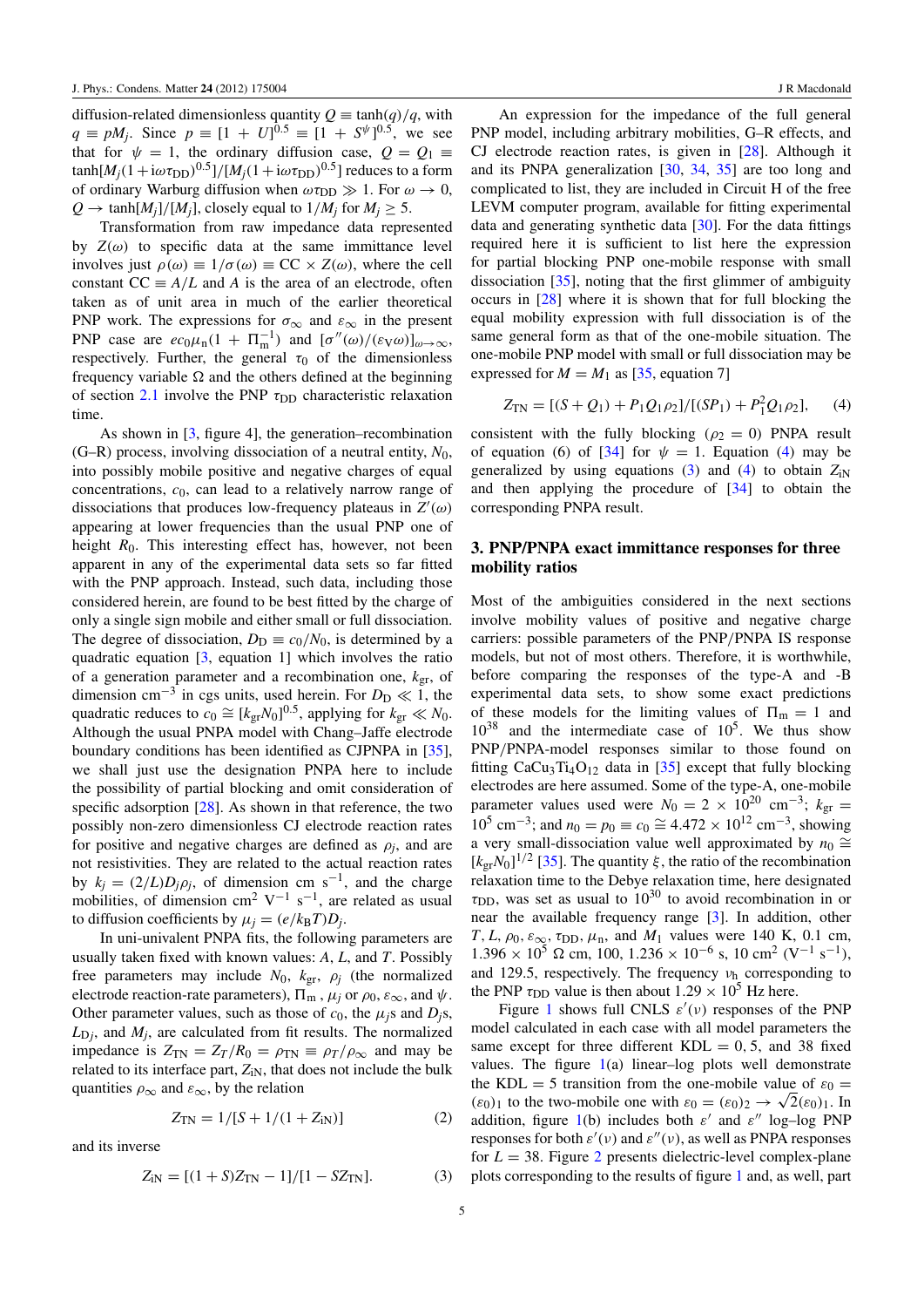diffusion-related dimensionless quantity $Q \equiv \tanh(q)/q$, with $q \equiv pM_j$. Since $p \equiv [1 + U]^{0.5} \equiv [1 + S^{\psi}]^{0.5}$, we see that for $\psi = 1$, the ordinary diffusion case, $Q = Q_1 \equiv \tanh[M_j(1+\mathrm{i}\omega\tau_{\mathrm{DD}})^{0.5}]/[M_j(1+\mathrm{i}\omega\tau_{\mathrm{DD}})^{0.5}]$ reduces to a form of ordinary Warburg diffusion when $\omega\tau_{\mathrm{DD}} \gg 1$. For $\omega \to 0$, $Q \to \tanh[M_j]/[M_j]$, closely equal to $1/M_j$ for $M_j \geq 5$.

Transformation from raw impedance data represented by $Z(\omega)$ to specific data at the same immittance level involves just $\rho(\omega) \equiv 1/\sigma(\omega) \equiv \mathrm{CC} \times Z(\omega)$, where the cell constant $\mathrm{CC} \equiv A/L$ and $A$ is the area of an electrode, often taken as of unit area in much of the earlier theoretical PNP work. The expressions for $\sigma_\infty$ and $\varepsilon_\infty$ in the present PNP case are $ec_0\mu_{\mathrm{n}}(1 + \Pi_{\mathrm{m}}^{-1})$ and $[\sigma''(\omega)/(\varepsilon_{\mathrm{V}}\omega)]_{\omega\to\infty}$, respectively. Further, the general $\tau_0$ of the dimensionless frequency variable $\Omega$ and the others defined at the beginning of section 2.1 involve the PNP $\tau_{\mathrm{DD}}$ characteristic relaxation time.

As shown in [3, figure 4], the generation–recombination (G–R) process, involving dissociation of a neutral entity, $N_0$, into possibly mobile positive and negative charges of equal concentrations, $c_0$, can lead to a relatively narrow range of dissociations that produces low-frequency plateaus in $Z'(\omega)$ appearing at lower frequencies than the usual PNP one of height $R_0$. This interesting effect has, however, not been apparent in any of the experimental data sets so far fitted with the PNP approach. Instead, such data, including those considered herein, are found to be best fitted by the charge of only a single sign mobile and either small or full dissociation. The degree of dissociation, $D_{\mathrm{D}} \equiv c_0/N_0$, is determined by a quadratic equation [3, equation 1] which involves the ratio of a generation parameter and a recombination one, $k_{\mathrm{gr}}$, of dimension $\mathrm{cm}^{-3}$ in cgs units, used herein. For $D_{\mathrm{D}} \ll 1$, the quadratic reduces to $c_0 \cong [k_{\mathrm{gr}}N_0]^{0.5}$, applying for $k_{\mathrm{gr}} \ll N_0$. Although the usual PNPA model with Chang–Jaffe electrode boundary conditions has been identified as CJPNPA in [35], we shall just use the designation PNPA here to include the possibility of partial blocking and omit consideration of specific adsorption [28]. As shown in that reference, the two possibly non-zero dimensionless CJ electrode reaction rates for positive and negative charges are defined as $\rho_j$, and are not resistivities. They are related to the actual reaction rates by $k_j = (2/L)D_j\rho_j$, of dimension $\mathrm{cm\ s^{-1}}$, and the charge mobilities, of dimension $\mathrm{cm^2\ V^{-1}\ s^{-1}}$, are related as usual to diffusion coefficients by $\mu_j = (e/k_{\mathrm{B}}T)D_j$.

In uni-univalent PNPA fits, the following parameters are usually taken fixed with known values: $A$, $L$, and $T$. Possibly free parameters may include $N_0$, $k_{\mathrm{gr}}$, $\rho_j$ (the normalized electrode reaction-rate parameters), $\Pi_{\mathrm{m}}$, $\mu_j$ or $\rho_0$, $\varepsilon_\infty$, and $\psi$. Other parameter values, such as those of $c_0$, the $\mu_j$s and $D_j$s, $L_{\mathrm{D}j}$, and $M_j$, are calculated from fit results. The normalized impedance is $Z_{\mathrm{TN}} = Z_T/R_0 = \rho_{\mathrm{TN}} \equiv \rho_T/\rho_\infty$ and may be related to its interface part, $Z_{\mathrm{iN}}$, that does not include the bulk quantities $\rho_\infty$ and $\varepsilon_\infty$, by the relation

$$Z_{\mathrm{TN}} = 1/[S + 1/(1 + Z_{\mathrm{iN}})] \tag{2}$$

and its inverse

$$Z_{\mathrm{iN}} = [(1 + S)Z_{\mathrm{TN}} - 1]/[1 - SZ_{\mathrm{TN}}]. \tag{3}$$

An expression for the impedance of the full general PNP model, including arbitrary mobilities, G–R effects, and CJ electrode reaction rates, is given in [28]. Although it and its PNPA generalization [30, 34, 35] are too long and complicated to list, they are included in Circuit H of the free LEVM computer program, available for fitting experimental data and generating synthetic data [30]. For the data fittings required here it is sufficient to list here the expression for partial blocking PNP one-mobile response with small dissociation [35], noting that the first glimmer of ambiguity occurs in [28] where it is shown that for full blocking the equal mobility expression with full dissociation is of the same general form as that of the one-mobile situation. The one-mobile PNP model with small or full dissociation may be expressed for $M = M_1$ as [35, equation 7]

$$Z_{\mathrm{TN}} = [(S + Q_1) + P_1Q_1\rho_2]/[(SP_1) + P_1^2Q_1\rho_2], \tag{4}$$

consistent with the fully blocking ($\rho_2 = 0$) PNPA result of equation (6) of [34] for $\psi = 1$. Equation (4) may be generalized by using equations (3) and (4) to obtain $Z_{\mathrm{iN}}$ and then applying the procedure of [34] to obtain the corresponding PNPA result.

## 3. PNP/PNPA exact immittance responses for three mobility ratios

Most of the ambiguities considered in the next sections involve mobility values of positive and negative charge carriers: possible parameters of the PNP/PNPA IS response models, but not of most others. Therefore, it is worthwhile, before comparing the responses of the type-A and -B experimental data sets, to show some exact predictions of these models for the limiting values of $\Pi_{\mathrm{m}} = 1$ and $10^{38}$ and the intermediate case of $10^5$. We thus show PNP/PNPA-model responses similar to those found on fitting $\mathrm{CaCu_3Ti_4O_{12}}$ data in [35] except that fully blocking electrodes are here assumed. Some of the type-A, one-mobile parameter values used were $N_0 = 2 \times 10^{20}\ \mathrm{cm^{-3}}$; $k_{\mathrm{gr}} = 10^5\ \mathrm{cm^{-3}}$; and $n_0 = p_0 \equiv c_0 \cong 4.472 \times 10^{12}\ \mathrm{cm^{-3}}$, showing a very small-dissociation value well approximated by $n_0 \cong [k_{\mathrm{gr}}N_0]^{1/2}$ [35]. The quantity $\xi$, the ratio of the recombination relaxation time to the Debye relaxation time, here designated $\tau_{\mathrm{DD}}$, was set as usual to $10^{30}$ to avoid recombination in or near the available frequency range [3]. In addition, other $T$, $L$, $\rho_0$, $\varepsilon_\infty$, $\tau_{\mathrm{DD}}$, $\mu_{\mathrm{n}}$, and $M_1$ values were 140 K, 0.1 cm, $1.396 \times 10^5\ \Omega$ cm, 100, $1.236 \times 10^{-6}$ s, 10 $\mathrm{cm^2\ (V^{-1}\ s^{-1})}$, and 129.5, respectively. The frequency $\nu_{\mathrm{h}}$ corresponding to the PNP $\tau_{\mathrm{DD}}$ value is then about $1.29 \times 10^5$ Hz here.

Figure 1 shows full CNLS $\varepsilon'(\nu)$ responses of the PNP model calculated in each case with all model parameters the same except for three different KDL = 0, 5, and 38 fixed values. The figure 1(a) linear–log plots well demonstrate the KDL = 5 transition from the one-mobile value of $\varepsilon_0 = (\varepsilon_0)_1$ to the two-mobile one with $\varepsilon_0 = (\varepsilon_0)_2 \to \sqrt{2}(\varepsilon_0)_1$. In addition, figure 1(b) includes both $\varepsilon'$ and $\varepsilon''$ log–log PNP responses for both $\varepsilon'(\nu)$ and $\varepsilon''(\nu)$, as well as PNPA responses for $L = 38$. Figure 2 presents dielectric-level complex-plane plots corresponding to the results of figure 1 and, as well, part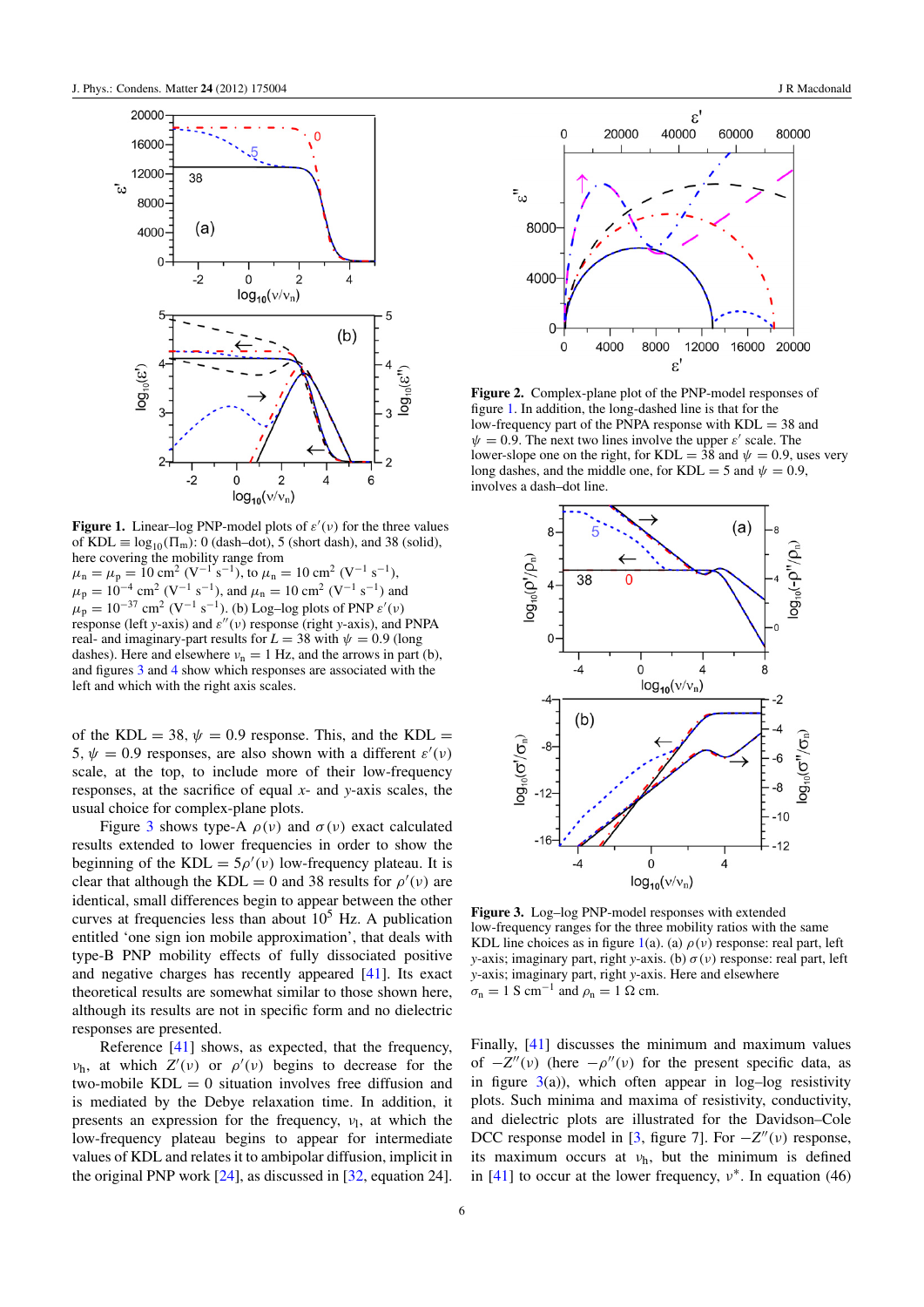**Figure 1.** Linear–log PNP-model plots of $\varepsilon'(\nu)$ for the three values of KDL $\equiv \log_{10}(\Pi_m)$: 0 (dash–dot), 5 (short dash), and 38 (solid), here covering the mobility range from $\mu_n = \mu_p = 10\ \text{cm}^2\ (\text{V}^{-1}\ \text{s}^{-1})$, to $\mu_n = 10\ \text{cm}^2\ (\text{V}^{-1}\ \text{s}^{-1})$, $\mu_p = 10^{-4}\ \text{cm}^2\ (\text{V}^{-1}\ \text{s}^{-1})$, and $\mu_n = 10\ \text{cm}^2\ (\text{V}^{-1}\ \text{s}^{-1})$ and $\mu_p = 10^{-37}\ \text{cm}^2\ (\text{V}^{-1}\ \text{s}^{-1})$. (b) Log–log plots of PNP $\varepsilon'(\nu)$ response (left $y$-axis) and $\varepsilon''(\nu)$ response (right $y$-axis), and PNPA real- and imaginary-part results for $L = 38$ with $\psi = 0.9$ (long dashes). Here and elsewhere $\nu_n = 1$ Hz, and the arrows in part (b), and figures 3 and 4 show which responses are associated with the left and which with the right axis scales.

of the KDL = 38, $\psi = 0.9$ response. This, and the KDL = 5, $\psi = 0.9$ responses, are also shown with a different $\varepsilon'(\nu)$ scale, at the top, to include more of their low-frequency responses, at the sacrifice of equal $x$- and $y$-axis scales, the usual choice for complex-plane plots.

Figure 3 shows type-A $\rho(\nu)$ and $\sigma(\nu)$ exact calculated results extended to lower frequencies in order to show the beginning of the KDL = $5\rho'(\nu)$ low-frequency plateau. It is clear that although the KDL = 0 and 38 results for $\rho'(\nu)$ are identical, small differences begin to appear between the other curves at frequencies less than about $10^5$ Hz. A publication entitled 'one sign ion mobile approximation', that deals with type-B PNP mobility effects of fully dissociated positive and negative charges has recently appeared [41]. Its exact theoretical results are somewhat similar to those shown here, although its results are not in specific form and no dielectric responses are presented.

Reference [41] shows, as expected, that the frequency, $\nu_h$, at which $Z'(\nu)$ or $\rho'(\nu)$ begins to decrease for the two-mobile KDL = 0 situation involves free diffusion and is mediated by the Debye relaxation time. In addition, it presents an expression for the frequency, $\nu_l$, at which the low-frequency plateau begins to appear for intermediate values of KDL and relates it to ambipolar diffusion, implicit in the original PNP work [24], as discussed in [32, equation 24].

**Figure 2.** Complex-plane plot of the PNP-model responses of figure 1. In addition, the long-dashed line is that for the low-frequency part of the PNPA response with KDL = 38 and $\psi = 0.9$. The next two lines involve the upper $\varepsilon'$ scale. The lower-slope one on the right, for KDL = 38 and $\psi = 0.9$, uses very long dashes, and the middle one, for KDL = 5 and $\psi = 0.9$, involves a dash–dot line.

**Figure 3.** Log–log PNP-model responses with extended low-frequency ranges for the three mobility ratios with the same KDL line choices as in figure 1(a). (a) $\rho(\nu)$ response: real part, left $y$-axis; imaginary part, right $y$-axis. (b) $\sigma(\nu)$ response: real part, left $y$-axis; imaginary part, right $y$-axis. Here and elsewhere $\sigma_n = 1\ \text{S cm}^{-1}$ and $\rho_n = 1\ \Omega$ cm.

Finally, [41] discusses the minimum and maximum values of $-Z''(\nu)$ (here $-\rho''(\nu)$ for the present specific data, as in figure 3(a)), which often appear in log–log resistivity plots. Such minima and maxima of resistivity, conductivity, and dielectric plots are illustrated for the Davidson–Cole DCC response model in [3, figure 7]. For $-Z''(\nu)$ response, its maximum occurs at $\nu_h$, but the minimum is defined in [41] to occur at the lower frequency, $\nu^*$. In equation (46)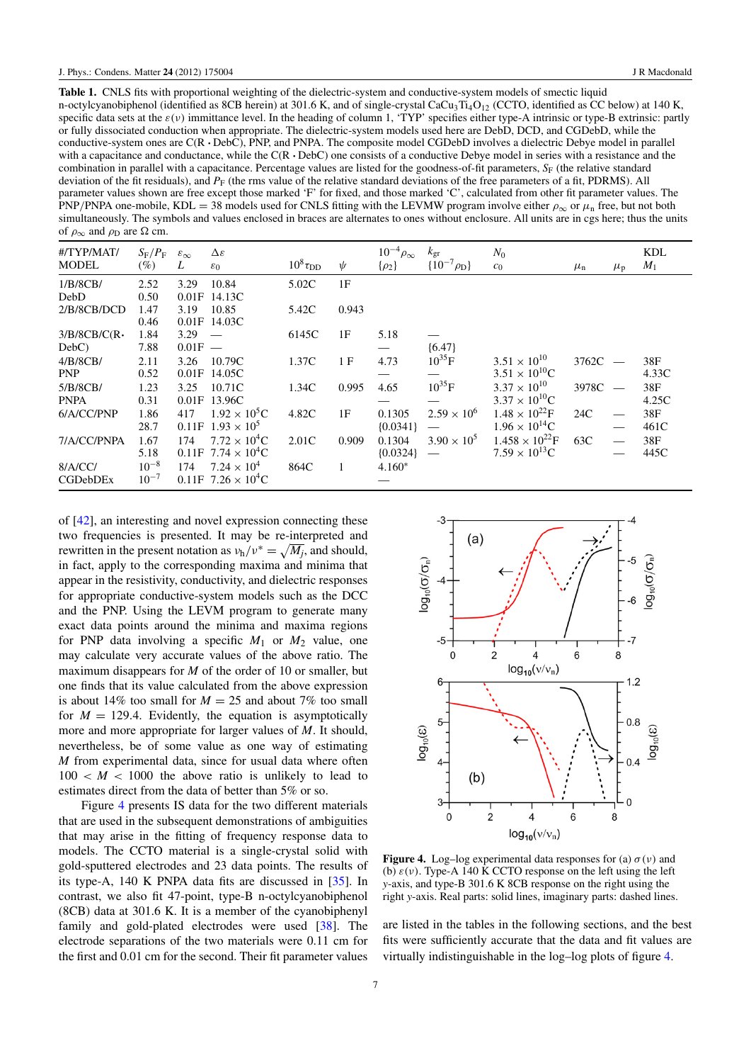**Table 1.** CNLS fits with proportional weighting of the dielectric-system and conductive-system models of smectic liquid n-octylcyanobiphenol (identified as 8CB herein) at 301.6 K, and of single-crystal $CaCu_3Ti_4O_{12}$ (CCTO, identified as CC below) at 140 K, specific data sets at the $\varepsilon(\nu)$ immittance level. In the heading of column 1, 'TYP' specifies either type-A intrinsic or type-B extrinsic: partly or fully dissociated conduction when appropriate. The dielectric-system models used here are DebD, DCD, and CGDebD, while the conductive-system ones are C(R • DebC), PNP, and PNPA. The composite model CGDebD involves a dielectric Debye model in parallel with a capacitance and conductance, while the C(R • DebC) one consists of a conductive Debye model in series with a resistance and the combination in parallel with a capacitance. Percentage values are listed for the goodness-of-fit parameters, $S_F$ (the relative standard deviation of the fit residuals), and $P_F$ (the rms value of the relative standard deviations of the free parameters of a fit, PDRMS). All parameter values shown are free except those marked 'F' for fixed, and those marked 'C', calculated from other fit parameter values. The PNP/PNPA one-mobile, KDL = 38 models used for CNLS fitting with the LEVMW program involve either $\rho_\infty$ or $\mu_n$ free, but not both simultaneously. The symbols and values enclosed in braces are alternates to ones without enclosure. All units are in cgs here; thus the units of $\rho_\infty$ and $\rho_D$ are Ω cm.

| #/TYP/MAT/ MODEL | $S_F/P_F$ (%) | $\varepsilon_\infty$ $L$ | $\Delta\varepsilon$ $\varepsilon_0$ | $10^8\tau_{DD}$ | $\psi$ | $10^{-4}\rho_\infty$ {$\rho_2$} | $k_{gr}$ {$10^{-7}\rho_D$} | $N_0$ $c_0$ | $\mu_n$ | $\mu_p$ | KDL $M_1$ |
|---|---|---|---|---|---|---|---|---|---|---|---|
| 1/B/8CB/ DebD | 2.52 0.50 | 3.29 0.01F | 10.84 14.13C | 5.02C | 1F | | | | | | |
| 2/B/8CB/DCD | 1.47 0.46 | 3.19 0.01F | 10.85 14.03C | 5.42C | 0.943 | | | | | | |
| 3/B/8CB/C(R• DebC) | 1.84 7.88 | 3.29 0.01F | — — | 6145C | 1F | 5.18 — | — {6.47} | | | | |
| 4/B/8CB/ PNP | 2.11 0.52 | 3.26 0.01F | 10.79C 14.05C | 1.37C | 1 F | 4.73 — | $10^{35}$F — | $3.51\times10^{10}$ $3.51\times10^{10}$C | 3762C | — | 38F 4.33C |
| 5/B/8CB/ PNPA | 1.23 0.31 | 3.25 0.01F | 10.71C 13.96C | 1.34C | 0.995 | 4.65 — | $10^{35}$F — | $3.37\times10^{10}$ $3.37\times10^{10}$C | 3978C | — | 38F 4.25C |
| 6/A/CC/PNP | 1.86 28.7 | 417 0.11F | $1.92\times10^5$C $1.93\times10^5$ | 4.82C | 1F | 0.1305 {0.0341} | $2.59\times10^6$ — | $1.48\times10^{22}$F $1.96\times10^{14}$C | 24C | — — | 38F 461C |
| 7/A/CC/PNPA | 1.67 5.18 | 174 0.11F | $7.72\times10^4$C $7.74\times10^4$C | 2.01C | 0.909 | 0.1304 {0.0324} | $3.90\times10^5$ — | $1.458\times10^{22}$F $7.59\times10^{13}$C | 63C | — — | 38F 445C |
| 8/A/CC/ CGDebDEx | $10^{-8}$ $10^{-7}$ | 174 0.11F | $7.24\times10^4$ $7.26\times10^4$C | 864C | 1 | 4.160* — | | | | | |

of [42], an interesting and novel expression connecting these two frequencies is presented. It may be re-interpreted and rewritten in the present notation as $\nu_h/\nu^* = \sqrt{M_j}$, and should, in fact, apply to the corresponding maxima and minima that appear in the resistivity, conductivity, and dielectric responses for appropriate conductive-system models such as the DCC and the PNP. Using the LEVM program to generate many exact data points around the minima and maxima regions for PNP data involving a specific $M_1$ or $M_2$ value, one may calculate very accurate values of the above ratio. The maximum disappears for $M$ of the order of 10 or smaller, but one finds that its value calculated from the above expression is about 14% too small for $M = 25$ and about 7% too small for $M = 129.4$. Evidently, the equation is asymptotically more and more appropriate for larger values of $M$. It should, nevertheless, be of some value as one way of estimating $M$ from experimental data, since for usual data where often $100 < M < 1000$ the above ratio is unlikely to lead to estimates direct from the data of better than 5% or so.

Figure 4 presents IS data for the two different materials that are used in the subsequent demonstrations of ambiguities that may arise in the fitting of frequency response data to models. The CCTO material is a single-crystal solid with gold-sputtered electrodes and 23 data points. The results of its type-A, 140 K PNPA data fits are discussed in [35]. In contrast, we also fit 47-point, type-B n-octylcyanobiphenol (8CB) data at 301.6 K. It is a member of the cyanobiphenyl family and gold-plated electrodes were used [38]. The electrode separations of the two materials were 0.11 cm for the first and 0.01 cm for the second. Their fit parameter values are listed in the tables in the following sections, and the best fits were sufficiently accurate that the data and fit values are virtually indistinguishable in the log–log plots of figure 4.

**Figure 4.** Log–log experimental data responses for (a) $\sigma(\nu)$ and (b) $\varepsilon(\nu)$. Type-A 140 K CCTO response on the left using the left $y$-axis, and type-B 301.6 K 8CB response on the right using the right $y$-axis. Real parts: solid lines, imaginary parts: dashed lines.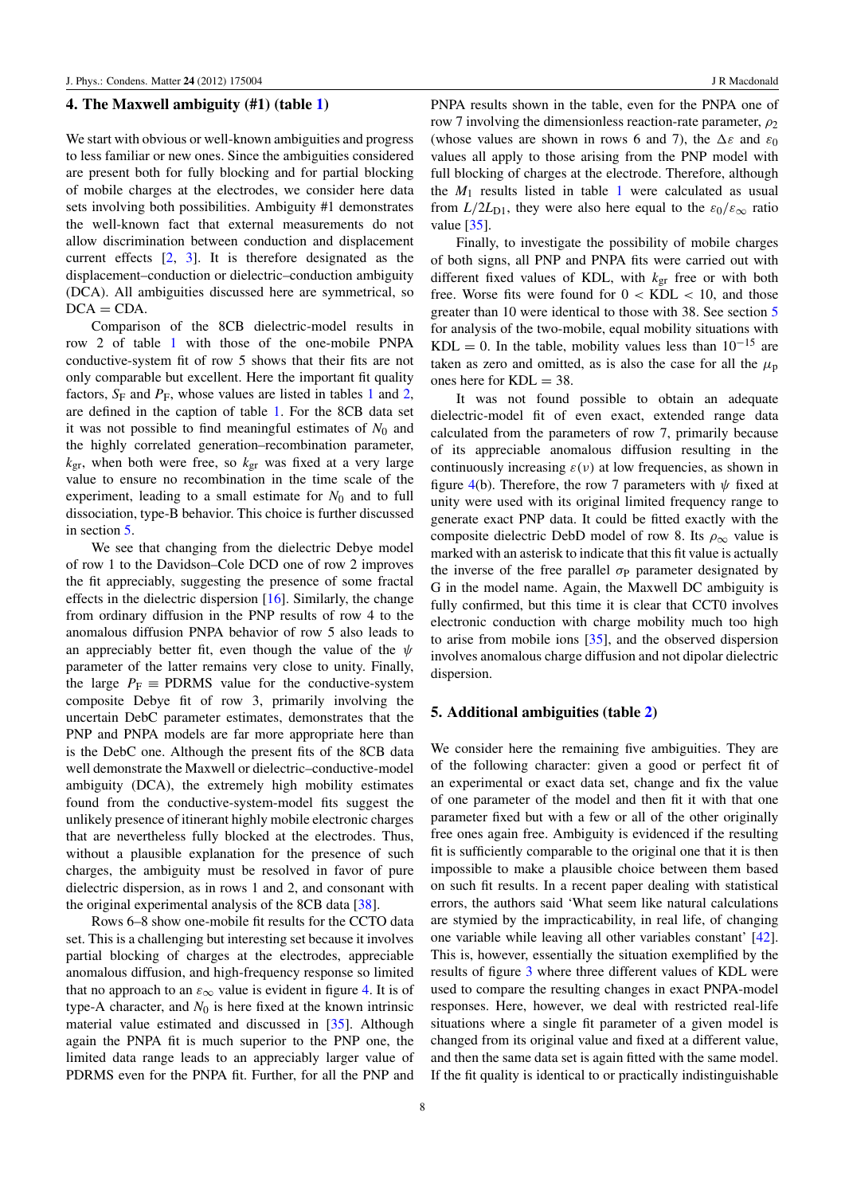## 4. The Maxwell ambiguity (#1) (table 1)

We start with obvious or well-known ambiguities and progress to less familiar or new ones. Since the ambiguities considered are present both for fully blocking and for partial blocking of mobile charges at the electrodes, we consider here data sets involving both possibilities. Ambiguity #1 demonstrates the well-known fact that external measurements do not allow discrimination between conduction and displacement current effects [2, 3]. It is therefore designated as the displacement–conduction or dielectric–conduction ambiguity (DCA). All ambiguities discussed here are symmetrical, so DCA = CDA.

Comparison of the 8CB dielectric-model results in row 2 of table 1 with those of the one-mobile PNPA conductive-system fit of row 5 shows that their fits are not only comparable but excellent. Here the important fit quality factors, $S_{\mathrm{F}}$ and $P_{\mathrm{F}}$, whose values are listed in tables 1 and 2, are defined in the caption of table 1. For the 8CB data set it was not possible to find meaningful estimates of $N_0$ and the highly correlated generation–recombination parameter, $k_{\mathrm{gr}}$, when both were free, so $k_{\mathrm{gr}}$ was fixed at a very large value to ensure no recombination in the time scale of the experiment, leading to a small estimate for $N_0$ and to full dissociation, type-B behavior. This choice is further discussed in section 5.

We see that changing from the dielectric Debye model of row 1 to the Davidson–Cole DCD one of row 2 improves the fit appreciably, suggesting the presence of some fractal effects in the dielectric dispersion [16]. Similarly, the change from ordinary diffusion in the PNP results of row 4 to the anomalous diffusion PNPA behavior of row 5 also leads to an appreciably better fit, even though the value of the $\psi$ parameter of the latter remains very close to unity. Finally, the large $P_{\mathrm{F}} \equiv$ PDRMS value for the conductive-system composite Debye fit of row 3, primarily involving the uncertain DebC parameter estimates, demonstrates that the PNP and PNPA models are far more appropriate here than is the DebC one. Although the present fits of the 8CB data well demonstrate the Maxwell or dielectric–conductive-model ambiguity (DCA), the extremely high mobility estimates found from the conductive-system-model fits suggest the unlikely presence of itinerant highly mobile electronic charges that are nevertheless fully blocked at the electrodes. Thus, without a plausible explanation for the presence of such charges, the ambiguity must be resolved in favor of pure dielectric dispersion, as in rows 1 and 2, and consonant with the original experimental analysis of the 8CB data [38].

Rows 6–8 show one-mobile fit results for the CCTO data set. This is a challenging but interesting set because it involves partial blocking of charges at the electrodes, appreciable anomalous diffusion, and high-frequency response so limited that no approach to an $\varepsilon_\infty$ value is evident in figure 4. It is of type-A character, and $N_0$ is here fixed at the known intrinsic material value estimated and discussed in [35]. Although again the PNPA fit is much superior to the PNP one, the limited data range leads to an appreciably larger value of PDRMS even for the PNPA fit. Further, for all the PNP and PNPA results shown in the table, even for the PNPA one of row 7 involving the dimensionless reaction-rate parameter, $\rho_2$ (whose values are shown in rows 6 and 7), the $\Delta\varepsilon$ and $\varepsilon_0$ values all apply to those arising from the PNP model with full blocking of charges at the electrode. Therefore, although the $M_1$ results listed in table 1 were calculated as usual from $L/2L_{\mathrm{D1}}$, they were also here equal to the $\varepsilon_0/\varepsilon_\infty$ ratio value [35].

Finally, to investigate the possibility of mobile charges of both signs, all PNP and PNPA fits were carried out with different fixed values of KDL, with $k_{\mathrm{gr}}$ free or with both free. Worse fits were found for $0 <$ KDL $< 10$, and those greater than 10 were identical to those with 38. See section 5 for analysis of the two-mobile, equal mobility situations with KDL = 0. In the table, mobility values less than $10^{-15}$ are taken as zero and omitted, as is also the case for all the $\mu_{\mathrm{p}}$ ones here for KDL = 38.

It was not found possible to obtain an adequate dielectric-model fit of even exact, extended range data calculated from the parameters of row 7, primarily because of its appreciable anomalous diffusion resulting in the continuously increasing $\varepsilon(\nu)$ at low frequencies, as shown in figure 4(b). Therefore, the row 7 parameters with $\psi$ fixed at unity were used with its original limited frequency range to generate exact PNP data. It could be fitted exactly with the composite dielectric DebD model of row 8. Its $\rho_\infty$ value is marked with an asterisk to indicate that this fit value is actually the inverse of the free parallel $\sigma_{\mathrm{P}}$ parameter designated by G in the model name. Again, the Maxwell DC ambiguity is fully confirmed, but this time it is clear that CCT0 involves electronic conduction with charge mobility much too high to arise from mobile ions [35], and the observed dispersion involves anomalous charge diffusion and not dipolar dielectric dispersion.

## 5. Additional ambiguities (table 2)

We consider here the remaining five ambiguities. They are of the following character: given a good or perfect fit of an experimental or exact data set, change and fix the value of one parameter of the model and then fit it with that one parameter fixed but with a few or all of the other originally free ones again free. Ambiguity is evidenced if the resulting fit is sufficiently comparable to the original one that it is then impossible to make a plausible choice between them based on such fit results. In a recent paper dealing with statistical errors, the authors said 'What seem like natural calculations are stymied by the impracticality, in real life, of changing one variable while leaving all other variables constant' [42]. This is, however, essentially the situation exemplified by the results of figure 3 where three different values of KDL were used to compare the resulting changes in exact PNPA-model responses. Here, however, we deal with restricted real-life situations where a single fit parameter of a given model is changed from its original value and fixed at a different value, and then the same data set is again fitted with the same model. If the fit quality is identical to or practically indistinguishable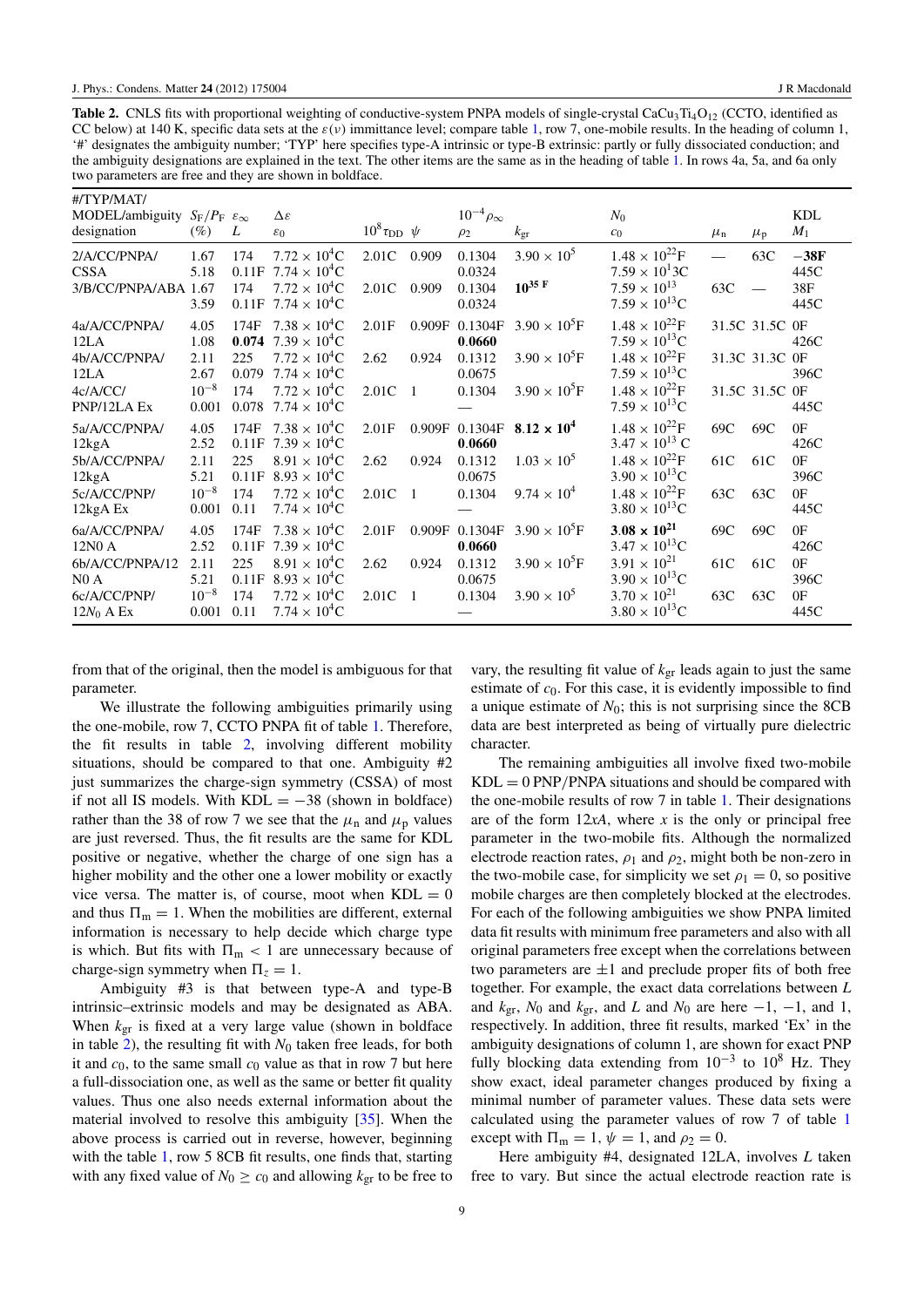**Table 2.** CNLS fits with proportional weighting of conductive-system PNPA models of single-crystal $CaCu_3Ti_4O_{12}$ (CCTO, identified as CC below) at 140 K, specific data sets at the $\varepsilon(\nu)$ immittance level; compare table 1, row 7, one-mobile results. In the heading of column 1, '#' designates the ambiguity number; 'TYP' here specifies type-A intrinsic or type-B extrinsic: partly or fully dissociated conduction; and the ambiguity designations are explained in the text. The other items are the same as in the heading of table 1. In rows 4a, 5a, and 6a only two parameters are free and they are shown in boldface.

| #/TYP/MAT/ MODEL/ambiguity designation | $S_F/P_F$ (%) | $\varepsilon_\infty$ $L$ | $\Delta\varepsilon$ $\varepsilon_0$ | $10^8\tau_{DD}$ | $\psi$ | $10^{-4}\rho_\infty$ $\rho_2$ | $k_{gr}$ | $N_0$ $c_0$ | $\mu_n$ | $\mu_p$ | KDL $M_1$ |
|---|---|---|---|---|---|---|---|---|---|---|---|
| 2/A/CC/PNPA/ CSSA | 1.67 5.18 | 174 0.11F | $7.72\times10^4$C $7.74\times10^4$C | 2.01C | 0.909 | 0.1304 0.0324 | $3.90\times10^5$ | $1.48\times10^{22}$F $7.59\times10^{13}$C | — | 63C | **−38F** 445C |
| 3/B/CC/PNPA/ABA | 1.67 3.59 | 174 0.11F | $7.72\times10^4$C $7.74\times10^4$C | 2.01C | 0.909 | 0.1304 0.0324 | $\mathbf{10^{35}}$ **F** | $7.59\times10^{13}$ $7.59\times10^{13}$C | 63C | — | 38F 445C |
| 4a/A/CC/PNPA/ 12LA | 4.05 1.08 | 174F **0.074** | $7.38\times10^4$C $7.39\times10^4$C | 2.01F | 0.909F | 0.1304F **0.0660** | $3.90\times10^5$F | $1.48\times10^{22}$F $7.59\times10^{13}$C | 31.5C | 31.5C | 0F 426C |
| 4b/A/CC/PNPA/ 12LA | 2.11 2.67 | 225 0.079 | $7.72\times10^4$C $7.74\times10^4$C | 2.62 | 0.924 | 0.1312 0.0675 | $3.90\times10^5$F | $1.48\times10^{22}$F $7.59\times10^{13}$C | 31.3C | 31.3C | 0F 396C |
| 4c/A/CC/ PNP/12LA Ex | $10^{-8}$ 0.001 | 174 0.078 | $7.72\times10^4$C $7.74\times10^4$C | 2.01C | 1 | 0.1304 — | $3.90\times10^5$F | $1.48\times10^{22}$F $7.59\times10^{13}$C | 31.5C | 31.5C | 0F 445C |
| 5a/A/CC/PNPA/ 12kgA | 4.05 2.52 | 174F 0.11F | $7.38\times10^4$C $7.39\times10^4$C | 2.01F | 0.909F | 0.1304F **0.0660** | $\mathbf{8.12\times10^4}$ | $1.48\times10^{22}$F $3.47\times10^{13}$ C | 69C | 69C | 0F 426C |
| 5b/A/CC/PNPA/ 12kgA | 2.11 5.21 | 225 0.11F | $8.91\times10^4$C $8.93\times10^4$C | 2.62 | 0.924 | 0.1312 0.0675 | $1.03\times10^5$ | $1.48\times10^{22}$F $3.90\times10^{13}$C | 61C | 61C | 0F 396C |
| 5c/A/CC/PNP/ 12kgA Ex | $10^{-8}$ 0.001 | 174 0.11 | $7.72\times10^4$C $7.74\times10^4$C | 2.01C | 1 | 0.1304 — | $9.74\times10^4$ | $1.48\times10^{22}$F $3.80\times10^{13}$C | 63C | 63C | 0F 445C |
| 6a/A/CC/PNPA/ 12N0 A | 4.05 2.52 | 174F 0.11F | $7.38\times10^4$C $7.39\times10^4$C | 2.01F | 0.909F | 0.1304F **0.0660** | $3.90\times10^5$F | $\mathbf{3.08\times10^{21}}$ $3.47\times10^{13}$C | 69C | 69C | 0F 426C |
| 6b/A/CC/PNPA/12 N0 A | 2.11 5.21 | 225 0.11F | $8.91\times10^4$C $8.93\times10^4$C | 2.62 | 0.924 | 0.1312 0.0675 | $3.90\times10^5$F | $3.91\times10^{21}$ $3.90\times10^{13}$C | 61C | 61C | 0F 396C |
| 6c/A/CC/PNP/ $12N_0$ A Ex | $10^{-8}$ 0.001 | 174 0.11 | $7.72\times10^4$C $7.74\times10^4$C | 2.01C | 1 | 0.1304 — | $3.90\times10^5$ | $3.70\times10^{21}$ $3.80\times10^{13}$C | 63C | 63C | 0F 445C |

from that of the original, then the model is ambiguous for that parameter.

We illustrate the following ambiguities primarily using the one-mobile, row 7, CCTO PNPA fit of table 1. Therefore, the fit results in table 2, involving different mobility situations, should be compared to that one. Ambiguity #2 just summarizes the charge-sign symmetry (CSSA) of most if not all IS models. With KDL $= -38$ (shown in boldface) rather than the 38 of row 7 we see that the $\mu_n$ and $\mu_p$ values are just reversed. Thus, the fit results are the same for KDL positive or negative, whether the charge of one sign has a higher mobility and the other one a lower mobility or exactly vice versa. The matter is, of course, moot when KDL $= 0$ and thus $\Pi_m = 1$. When the mobilities are different, external information is necessary to help decide which charge type is which. But fits with $\Pi_m < 1$ are unnecessary because of charge-sign symmetry when $\Pi_z = 1$.

Ambiguity #3 is that between type-A and type-B intrinsic–extrinsic models and may be designated as ABA. When $k_{gr}$ is fixed at a very large value (shown in boldface in table 2), the resulting fit with $N_0$ taken free leads, for both it and $c_0$, to the same small $c_0$ value as that in row 7 but here a full-dissociation one, as well as the same or better fit quality values. Thus one also needs external information about the material involved to resolve this ambiguity [35]. When the above process is carried out in reverse, however, beginning with the table 1, row 5 8CB fit results, one finds that, starting with any fixed value of $N_0 \geq c_0$ and allowing $k_{gr}$ to be free to vary, the resulting fit value of $k_{gr}$ leads again to just the same estimate of $c_0$. For this case, it is evidently impossible to find a unique estimate of $N_0$; this is not surprising since the 8CB data are best interpreted as being of virtually pure dielectric character.

The remaining ambiguities all involve fixed two-mobile KDL $= 0$ PNP/PNPA situations and should be compared with the one-mobile results of row 7 in table 1. Their designations are of the form $12xA$, where $x$ is the only or principal free parameter in the two-mobile fits. Although the normalized electrode reaction rates, $\rho_1$ and $\rho_2$, might both be non-zero in the two-mobile case, for simplicity we set $\rho_1 = 0$, so positive mobile charges are then completely blocked at the electrodes. For each of the following ambiguities we show PNPA limited data fit results with minimum free parameters and also with all original parameters free except when the correlations between two parameters are $\pm1$ and preclude proper fits of both free together. For example, the exact data correlations between $L$ and $k_{gr}$, $N_0$ and $k_{gr}$, and $L$ and $N_0$ are here $-1$, $-1$, and 1, respectively. In addition, three fit results, marked 'Ex' in the ambiguity designations of column 1, are shown for exact PNP fully blocking data extending from $10^{-3}$ to $10^8$ Hz. They show exact, ideal parameter changes produced by fixing a minimal number of parameter values. These data sets were calculated using the parameter values of row 7 of table 1 except with $\Pi_m = 1$, $\psi = 1$, and $\rho_2 = 0$.

Here ambiguity #4, designated 12LA, involves $L$ taken free to vary. But since the actual electrode reaction rate is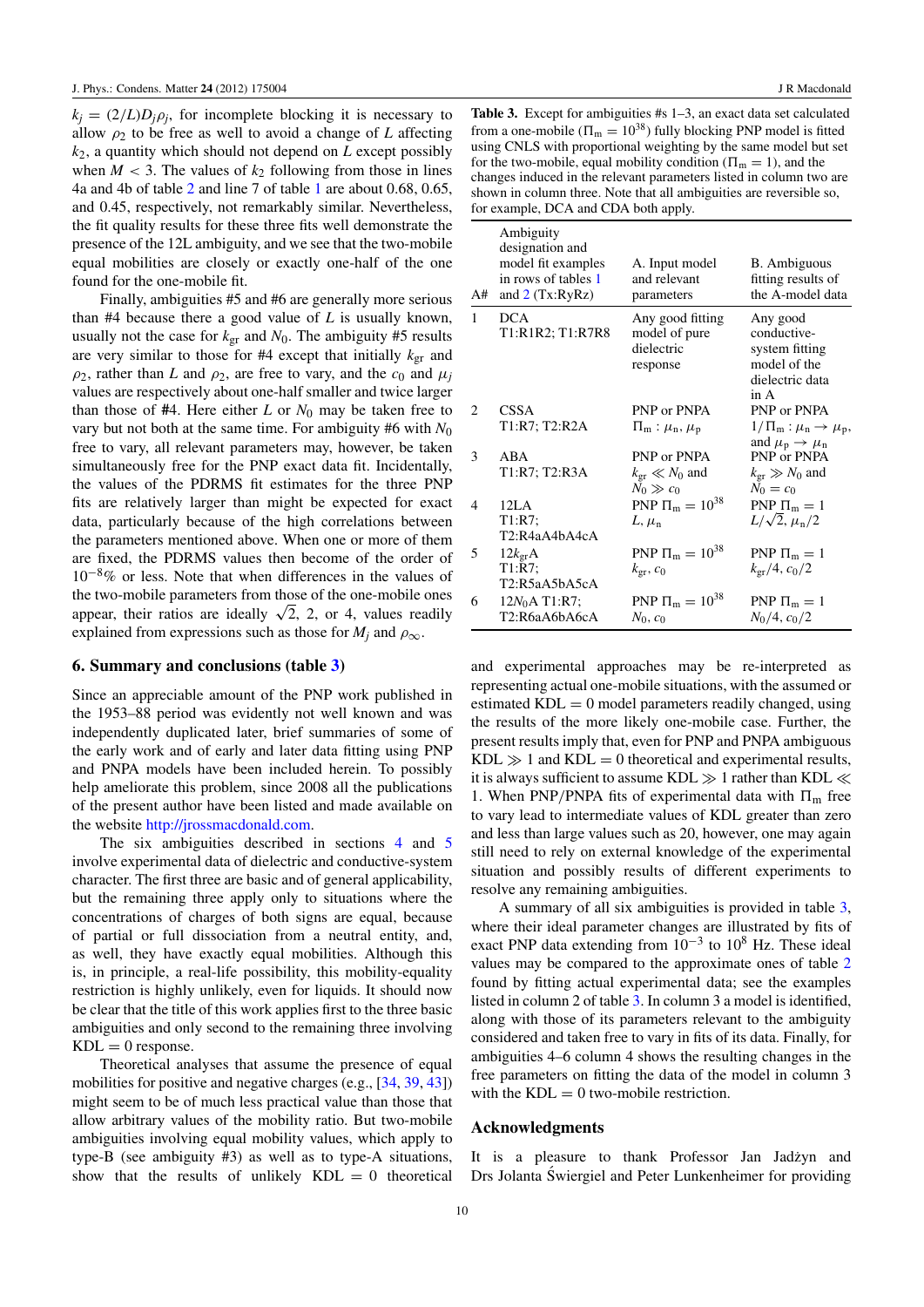$k_j = (2/L)D_j\rho_j$, for incomplete blocking it is necessary to allow $\rho_2$ to be free as well to avoid a change of $L$ affecting $k_2$, a quantity which should not depend on $L$ except possibly when $M < 3$. The values of $k_2$ following from those in lines 4a and 4b of table 2 and line 7 of table 1 are about 0.68, 0.65, and 0.45, respectively, not remarkably similar. Nevertheless, the fit quality results for these three fits well demonstrate the presence of the 12L ambiguity, and we see that the two-mobile equal mobilities are closely or exactly one-half of the one found for the one-mobile fit.

Finally, ambiguities #5 and #6 are generally more serious than #4 because there a good value of $L$ is usually known, usually not the case for $k_{gr}$ and $N_0$. The ambiguity #5 results are very similar to those for #4 except that initially $k_{gr}$ and $\rho_2$, rather than $L$ and $\rho_2$, are free to vary, and the $c_0$ and $\mu_j$ values are respectively about one-half smaller and twice larger than those of #4. Here either $L$ or $N_0$ may be taken free to vary but not both at the same time. For ambiguity #6 with $N_0$ free to vary, all relevant parameters may, however, be taken simultaneously free for the PNP exact data fit. Incidentally, the values of the PDRMS fit estimates for the three PNP fits are relatively larger than might be expected for exact data, particularly because of the high correlations between the parameters mentioned above. When one or more of them are fixed, the PDRMS values then become of the order of $10^{-8}\%$ or less. Note that when differences in the values of the two-mobile parameters from those of the one-mobile ones appear, their ratios are ideally $\sqrt{2}$, 2, or 4, values readily explained from expressions such as those for $M_j$ and $\rho_\infty$.

## 6. Summary and conclusions (table 3)

Since an appreciable amount of the PNP work published in the 1953–88 period was evidently not well known and was independently duplicated later, brief summaries of some of the early work and of early and later data fitting using PNP and PNPA models have been included herein. To possibly help ameliorate this problem, since 2008 all the publications of the present author have been listed and made available on the website http://jrossmacdonald.com.

The six ambiguities described in sections 4 and 5 involve experimental data of dielectric and conductive-system character. The first three are basic and of general applicability, but the remaining three apply only to situations where the concentrations of charges of both signs are equal, because of partial or full dissociation from a neutral entity, and, as well, they have exactly equal mobilities. Although this is, in principle, a real-life possibility, this mobility-equality restriction is highly unlikely, even for liquids. It should now be clear that the title of this work applies first to the three basic ambiguities and only second to the remaining three involving KDL = 0 response.

Theoretical analyses that assume the presence of equal mobilities for positive and negative charges (e.g., [34, 39, 43]) might seem to be of much less practical value than those that allow arbitrary values of the mobility ratio. But two-mobile ambiguities involving equal mobility values, which apply to type-B (see ambiguity #3) as well as to type-A situations, show that the results of unlikely KDL = 0 theoretical and experimental approaches may be re-interpreted as representing actual one-mobile situations, with the assumed or estimated KDL = 0 model parameters readily changed, using the results of the more likely one-mobile case. Further, the present results imply that, even for PNP and PNPA ambiguous KDL $\gg$ 1 and KDL = 0 theoretical and experimental results, it is always sufficient to assume KDL $\gg$ 1 rather than KDL $\ll$ 1. When PNP/PNPA fits of experimental data with $\Pi_m$ free to vary lead to intermediate values of KDL greater than zero and less than large values such as 20, however, one may again still need to rely on external knowledge of the experimental situation and possibly results of different experiments to resolve any remaining ambiguities.

A summary of all six ambiguities is provided in table 3, where their ideal parameter changes are illustrated by fits of exact PNP data extending from $10^{-3}$ to $10^8$ Hz. These ideal values may be compared to the approximate ones of table 2 found by fitting actual experimental data; see the examples listed in column 2 of table 3. In column 3 a model is identified, along with those of its parameters relevant to the ambiguity considered and taken free to vary in fits of its data. Finally, for ambiguities 4–6 column 4 shows the resulting changes in the free parameters on fitting the data of the model in column 3 with the KDL = 0 two-mobile restriction.

**Table 3.** Except for ambiguities #s 1–3, an exact data set calculated from a one-mobile ($\Pi_m = 10^{38}$) fully blocking PNP model is fitted using CNLS with proportional weighting by the same model but set for the two-mobile, equal mobility condition ($\Pi_m = 1$), and the changes induced in the relevant parameters listed in column two are shown in column three. Note that all ambiguities are reversible so, for example, DCA and CDA both apply.

| A# | Ambiguity designation and model fit examples in rows of tables 1 and 2 (Tx:RyRz) | A. Input model and relevant parameters | B. Ambiguous fitting results of the A-model data |
|---|---|---|---|
| 1 | DCA T1:R1R2; T1:R7R8 | Any good fitting model of pure dielectric response | Any good conductive-system fitting model of the dielectric data in A |
| 2 | CSSA T1:R7; T2:R2A | PNP or PNPA $\Pi_m : \mu_n, \mu_p$ | PNP or PNPA $1/\Pi_m : \mu_n \to \mu_p$, and $\mu_p \to \mu_n$ |
| 3 | ABA T1:R7; T2:R3A | PNP or PNPA $k_{gr} \ll N_0$ and $N_0 \gg c_0$ | PNP or PNPA $k_{gr} \gg N_0$ and $N_0 = c_0$ |
| 4 | 12LA T1:R7; T2:R4aA4bA4cA | PNP $\Pi_m = 10^{38}$ $L, \mu_n$ | PNP $\Pi_m = 1$ $L/\sqrt{2}, \mu_n/2$ |
| 5 | 12$k_{gr}$A T1:R7; T2:R5aA5bA5cA | PNP $\Pi_m = 10^{38}$ $k_{gr}, c_0$ | PNP $\Pi_m = 1$ $k_{gr}/4, c_0/2$ |
| 6 | 12$N_0$A T1:R7; T2:R6aA6bA6cA | PNP $\Pi_m = 10^{38}$ $N_0, c_0$ | PNP $\Pi_m = 1$ $N_0/4, c_0/2$ |

## Acknowledgments

It is a pleasure to thank Professor Jan Jadżyn and Drs Jolanta Świergiel and Peter Lunkenheimer for providing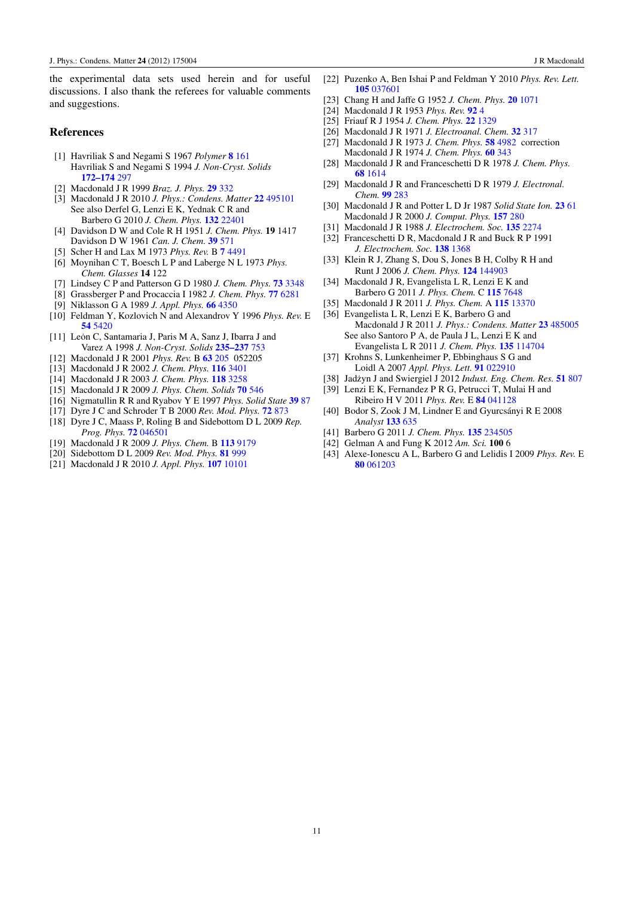the experimental data sets used herein and for useful discussions. I also thank the referees for valuable comments and suggestions.

## References

[1] Havriliak S and Negami S 1967 *Polymer* **8** 161
Havriliak S and Negami S 1994 *J. Non-Cryst. Solids* **172–174** 297

[2] Macdonald J R 1999 *Braz. J. Phys.* **29** 332

[3] Macdonald J R 2010 *J. Phys.: Condens. Matter* **22** 495101
See also Derfel G, Lenzi E K, Yednak C R and Barbero G 2010 *J. Chem. Phys.* **132** 22401

[4] Davidson D W and Cole R H 1951 *J. Chem. Phys.* **19** 1417
Davidson D W 1961 *Can. J. Chem.* **39** 571

[5] Scher H and Lax M 1973 *Phys. Rev.* B **7** 4491

[6] Moynihan C T, Boesch L P and Laberge N L 1973 *Phys. Chem. Glasses* **14** 122

[7] Lindsey C P and Patterson G D 1980 *J. Chem. Phys.* **73** 3348

[8] Grassberger P and Procaccia I 1982 *J. Chem. Phys.* **77** 6281

[9] Niklasson G A 1989 *J. Appl. Phys.* **66** 4350

[10] Feldman Y, Kozlovich N and Alexandrov Y 1996 *Phys. Rev.* E **54** 5420

[11] Leòn C, Santamaria J, Paris M A, Sanz J, Ibarra J and Varez A 1998 *J. Non-Cryst. Solids* **235–237** 753

[12] Macdonald J R 2001 *Phys. Rev.* B **63** 205 052205

[13] Macdonald J R 2002 *J. Chem. Phys.* **116** 3401

[14] Macdonald J R 2003 *J. Chem. Phys.* **118** 3258

[15] Macdonald J R 2009 *J. Phys. Chem. Solids* **70** 546

[16] Nigmatullin R R and Ryabov Y E 1997 *Phys. Solid State* **39** 87

[17] Dyre J C and Schroder T B 2000 *Rev. Mod. Phys.* **72** 873

[18] Dyre J C, Maass P, Roling B and Sidebottom D L 2009 *Rep. Prog. Phys.* **72** 046501

[19] Macdonald J R 2009 *J. Phys. Chem.* B **113** 9179

[20] Sidebottom D L 2009 *Rev. Mod. Phys.* **81** 999

[21] Macdonald J R 2010 *J. Appl. Phys.* **107** 10101

[22] Puzenko A, Ben Ishai P and Feldman Y 2010 *Phys. Rev. Lett.* **105** 037601

[23] Chang H and Jaffe G 1952 *J. Chem. Phys.* **20** 1071

[24] Macdonald J R 1953 *Phys. Rev.* **92** 4

[25] Friauf R J 1954 *J. Chem. Phys.* **22** 1329

[26] Macdonald J R 1971 *J. Electroanal. Chem.* **32** 317

[27] Macdonald J R 1973 *J. Chem. Phys.* **58** 4982 correction
Macdonald J R 1974 *J. Chem. Phys.* **60** 343

[28] Macdonald J R and Franceschetti D R 1978 *J. Chem. Phys.* **68** 1614

[29] Macdonald J R and Franceschetti D R 1979 *J. Electronal. Chem.* **99** 283

[30] Macdonald J R and Potter L D Jr 1987 *Solid State Ion.* **23** 61
Macdonald J R 2000 *J. Comput. Phys.* **157** 280

[31] Macdonald J R 1988 *J. Electrochem. Soc.* **135** 2274

[32] Franceschetti D R, Macdonald J R and Buck R P 1991 *J. Electrochem. Soc.* **138** 1368

[33] Klein R J, Zhang S, Dou S, Jones B H, Colby R H and Runt J 2006 *J. Chem. Phys.* **124** 144903

[34] Macdonald J R, Evangelista L R, Lenzi E K and Barbero G 2011 *J. Phys. Chem.* C **115** 7648

[35] Macdonald J R 2011 *J. Phys. Chem.* A **115** 13370

[36] Evangelista L R, Lenzi E K, Barbero G and Macdonald J R 2011 *J. Phys.: Condens. Matter* **23** 485005
See also Santoro P A, de Paula J L, Lenzi E K and Evangelista L R 2011 *J. Chem. Phys.* **135** 114704

[37] Krohns S, Lunkenheimer P, Ebbinghaus S G and Loidl A 2007 *Appl. Phys. Lett.* **91** 022910

[38] Jadżyn J and Swiergiel J 2012 *Indust. Eng. Chem. Res.* **51** 807

[39] Lenzi E K, Fernandez P R G, Petrucci T, Mulai H and Ribeiro H V 2011 *Phys. Rev.* E **84** 041128

[40] Bodor S, Zook J M, Lindner E and Gyurcsányi R E 2008 *Analyst* **133** 635

[41] Barbero G 2011 *J. Chem. Phys.* **135** 234505

[42] Gelman A and Fung K 2012 *Am. Sci.* **100** 6

[43] Alexe-Ionescu A L, Barbero G and Lelidis I 2009 *Phys. Rev.* E **80** 061203